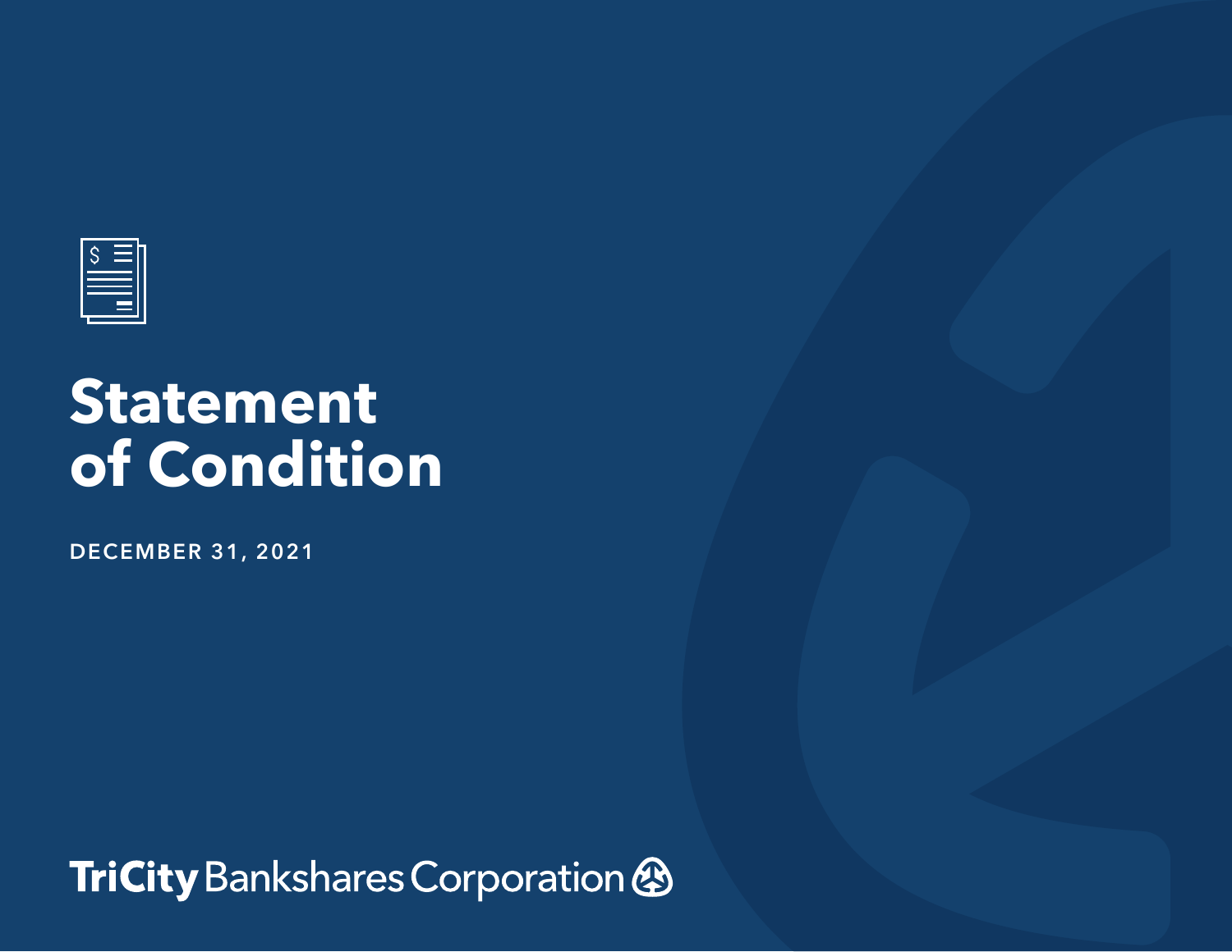# Statement of Condition

**DECEMBER 31, 2021**

**TriCity** Bankshares Corporation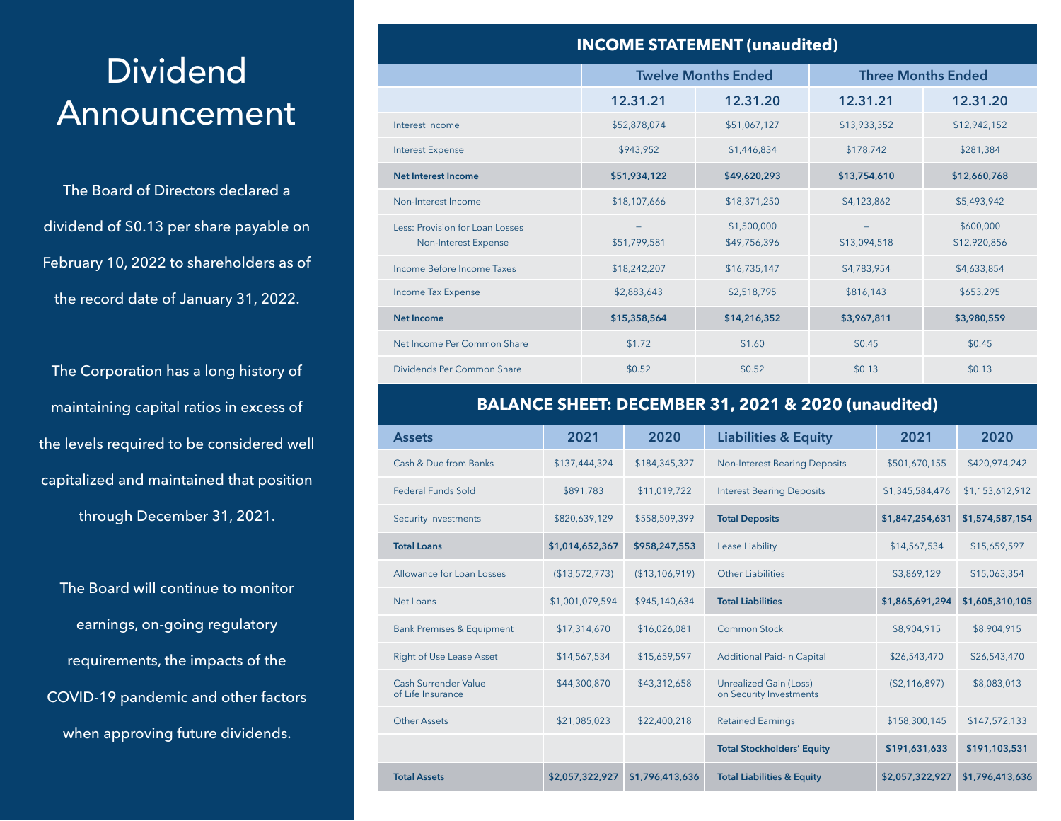# Dividend Announcement

The Board of Directors declared a dividend of $0.13 per share payable on February 10, 2022 to shareholders as of the record date of January 31, 2022.

The Corporation has a long history of maintaining capital ratios in excess of the levels required to be considered well capitalized and maintained that position through December 31, 2021.

The Board will continue to monitor earnings, on-going regulatory requirements, the impacts of the COVID-19 pandemic and other factors when approving future dividends.

## INCOME STATEMENT (unaudited)

| | Twelve Months Ended | | Three Months Ended | |
|---|---|---|---|---|
| | 12.31.21 | 12.31.20 | 12.31.21 | 12.31.20 |
| Interest Income | $52,878,074 | $51,067,127 | $13,933,352 | $12,942,152 |
| Interest Expense | $943,952 | $1,446,834 | $178,742 | $281,384 |
| **Net Interest Income** | **$51,934,122** | **$49,620,293** | **$13,754,610** | **$12,660,768** |
| Non-Interest Income | $18,107,666 | $18,371,250 | $4,123,862 | $5,493,942 |
| Less: Provision for Loan Losses | – | $1,500,000 | – | $600,000 |
| Non-Interest Expense | $51,799,581 | $49,756,396 | $13,094,518 | $12,920,856 |
| Income Before Income Taxes | $18,242,207 | $16,735,147 | $4,783,954 | $4,633,854 |
| Income Tax Expense | $2,883,643 | $2,518,795 | $816,143 | $653,295 |
| **Net Income** | **$15,358,564** | **$14,216,352** | **$3,967,811** | **$3,980,559** |
| Net Income Per Common Share | $1.72 | $1.60 | $0.45 | $0.45 |
| Dividends Per Common Share | $0.52 | $0.52 | $0.13 | $0.13 |

## BALANCE SHEET: DECEMBER 31, 2021 & 2020 (unaudited)

| Assets | 2021 | 2020 | Liabilities & Equity | 2021 | 2020 |
|---|---|---|---|---|---|
| Cash & Due from Banks | $137,444,324 | $184,345,327 | Non-Interest Bearing Deposits | $501,670,155 | $420,974,242 |
| Federal Funds Sold | $891,783 | $11,019,722 | Interest Bearing Deposits | $1,345,584,476 | $1,153,612,912 |
| Security Investments | $820,639,129 | $558,509,399 | **Total Deposits** | **$1,847,254,631** | **$1,574,587,154** |
| **Total Loans** | **$1,014,652,367** | **$958,247,553** | Lease Liability | $14,567,534 | $15,659,597 |
| Allowance for Loan Losses | ($13,572,773) | ($13,106,919) | Other Liabilities | $3,869,129 | $15,063,354 |
| Net Loans | $1,001,079,594 | $945,140,634 | **Total Liabilities** | **$1,865,691,294** | **$1,605,310,105** |
| Bank Premises & Equipment | $17,314,670 | $16,026,081 | Common Stock | $8,904,915 | $8,904,915 |
| Right of Use Lease Asset | $14,567,534 | $15,659,597 | Additional Paid-In Capital | $26,543,470 | $26,543,470 |
| Cash Surrender Value of Life Insurance | $44,300,870 | $43,312,658 | Unrealized Gain (Loss) on Security Investments | ($2,116,897) | $8,083,013 |
| Other Assets | $21,085,023 | $22,400,218 | Retained Earnings | $158,300,145 | $147,572,133 |
| | | | **Total Stockholders' Equity** | **$191,631,633** | **$191,103,531** |
| **Total Assets** | **$2,057,322,927** | **$1,796,413,636** | **Total Liabilities & Equity** | **$2,057,322,927** | **$1,796,413,636** |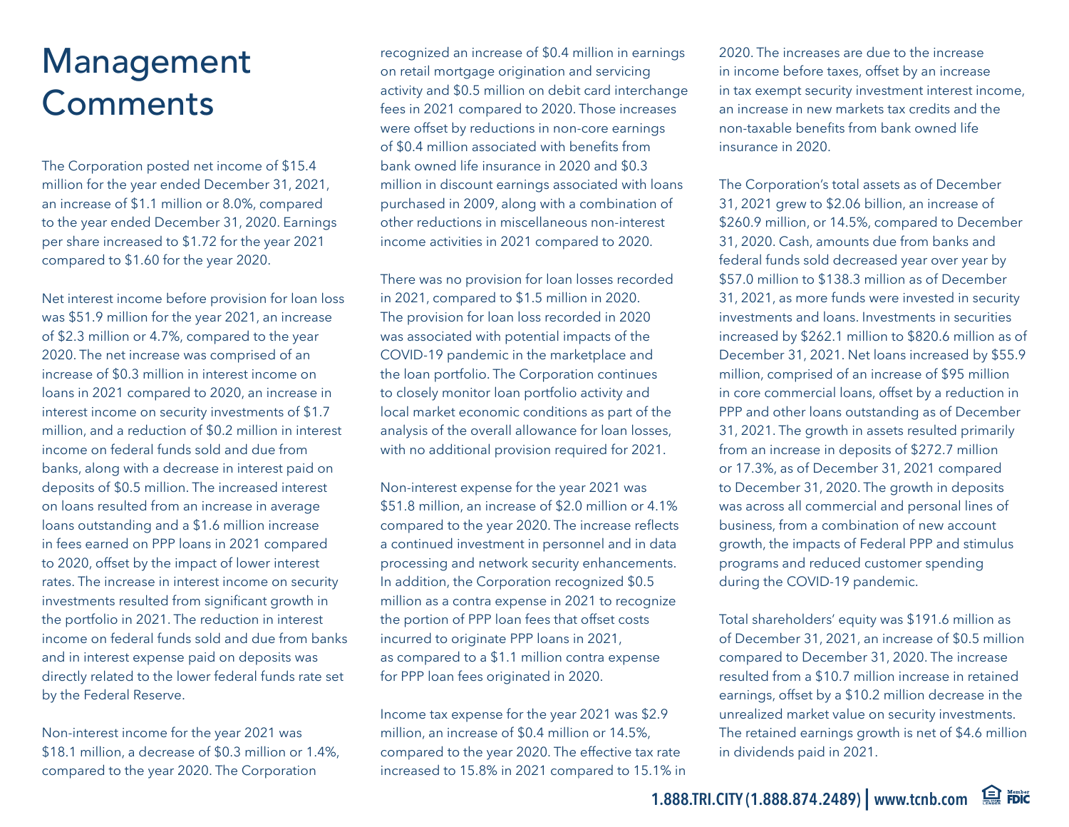# Management Comments

The Corporation posted net income of $15.4 million for the year ended December 31, 2021, an increase of $1.1 million or 8.0%, compared to the year ended December 31, 2020. Earnings per share increased to $1.72 for the year 2021 compared to $1.60 for the year 2020.

Net interest income before provision for loan loss was $51.9 million for the year 2021, an increase of $2.3 million or 4.7%, compared to the year 2020. The net increase was comprised of an increase of $0.3 million in interest income on loans in 2021 compared to 2020, an increase in interest income on security investments of $1.7 million, and a reduction of $0.2 million in interest income on federal funds sold and due from banks, along with a decrease in interest paid on deposits of $0.5 million. The increased interest on loans resulted from an increase in average loans outstanding and a $1.6 million increase in fees earned on PPP loans in 2021 compared to 2020, offset by the impact of lower interest rates. The increase in interest income on security investments resulted from significant growth in the portfolio in 2021. The reduction in interest income on federal funds sold and due from banks and in interest expense paid on deposits was directly related to the lower federal funds rate set by the Federal Reserve.

Non-interest income for the year 2021 was $18.1 million, a decrease of $0.3 million or 1.4%, compared to the year 2020. The Corporation recognized an increase of $0.4 million in earnings on retail mortgage origination and servicing activity and $0.5 million on debit card interchange fees in 2021 compared to 2020. Those increases were offset by reductions in non-core earnings of $0.4 million associated with benefits from bank owned life insurance in 2020 and $0.3 million in discount earnings associated with loans purchased in 2009, along with a combination of other reductions in miscellaneous non-interest income activities in 2021 compared to 2020.

There was no provision for loan losses recorded in 2021, compared to $1.5 million in 2020. The provision for loan loss recorded in 2020 was associated with potential impacts of the COVID-19 pandemic in the marketplace and the loan portfolio. The Corporation continues to closely monitor loan portfolio activity and local market economic conditions as part of the analysis of the overall allowance for loan losses, with no additional provision required for 2021.

Non-interest expense for the year 2021 was $51.8 million, an increase of $2.0 million or 4.1% compared to the year 2020. The increase reflects a continued investment in personnel and in data processing and network security enhancements. In addition, the Corporation recognized $0.5 million as a contra expense in 2021 to recognize the portion of PPP loan fees that offset costs incurred to originate PPP loans in 2021, as compared to a $1.1 million contra expense for PPP loan fees originated in 2020.

Income tax expense for the year 2021 was $2.9 million, an increase of $0.4 million or 14.5%, compared to the year 2020. The effective tax rate increased to 15.8% in 2021 compared to 15.1% in 2020. The increases are due to the increase in income before taxes, offset by an increase in tax exempt security investment interest income, an increase in new markets tax credits and the non-taxable benefits from bank owned life insurance in 2020.

The Corporation's total assets as of December 31, 2021 grew to $2.06 billion, an increase of $260.9 million, or 14.5%, compared to December 31, 2020. Cash, amounts due from banks and federal funds sold decreased year over year by $57.0 million to $138.3 million as of December 31, 2021, as more funds were invested in security investments and loans. Investments in securities increased by $262.1 million to $820.6 million as of December 31, 2021. Net loans increased by $55.9 million, comprised of an increase of $95 million in core commercial loans, offset by a reduction in PPP and other loans outstanding as of December 31, 2021. The growth in assets resulted primarily from an increase in deposits of $272.7 million or 17.3%, as of December 31, 2021 compared to December 31, 2020. The growth in deposits was across all commercial and personal lines of business, from a combination of new account growth, the impacts of Federal PPP and stimulus programs and reduced customer spending during the COVID-19 pandemic.

Total shareholders' equity was $191.6 million as of December 31, 2021, an increase of $0.5 million compared to December 31, 2020. The increase resulted from a $10.7 million increase in retained earnings, offset by a $10.2 million decrease in the unrealized market value on security investments. The retained earnings growth is net of $4.6 million in dividends paid in 2021.